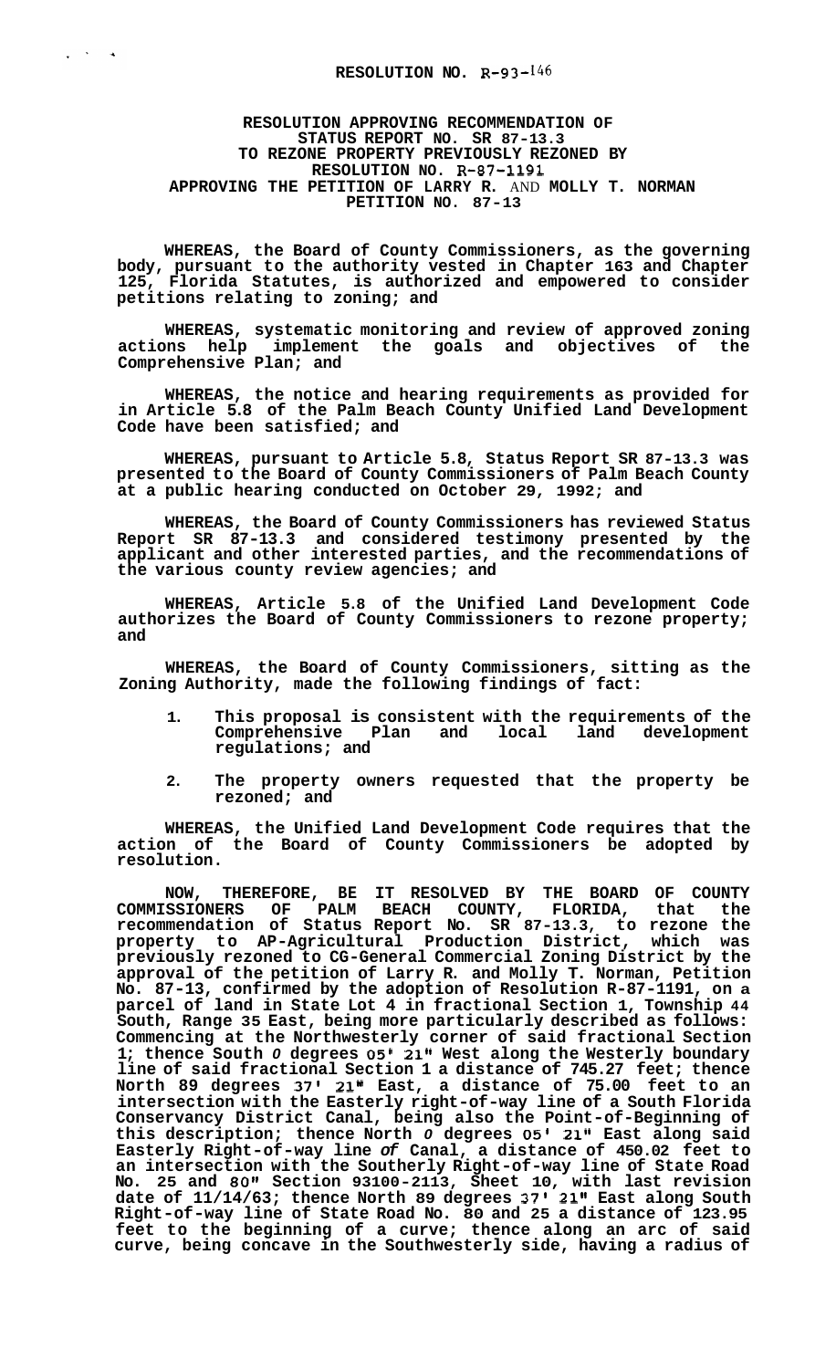# RESOLUTION NO. R-93-146

**RESOLUTION APPROVING RECOMMENDATION OF STATUS REPORT NO. SR 87-13.3 TO REZONE PROPERTY PREVIOUSLY REZONED BY RESOLUTION NO. R-87-1191 APPROVING THE PETITION OF LARRY R. AND MOLLY T. NORMAN PETITION NO. 87-13**

**WHEREAS, the Board of County Commissioners, as the governing body, pursuant to the authority vested in Chapter 163 and Chapter 125, Florida Statutes, is authorized and empowered to consider petitions relating to zoning; and**

**WHEREAS, systematic monitoring and review of approved zoning actions help implement the goals and objectives of the Comprehensive Plan; and**

**WHEREAS, the notice and hearing requirements as provided for in Article 5.8 of the Palm Beach County Unified Land Development Code have been satisfied; and**

**WHEREAS, pursuant to Article 5.8, Status Report SR 87-13.3 was presented to the Board of County Commissioners of Palm Beach County at a public hearing conducted on October 29, 1992; and**

**WHEREAS, the Board of County Commissioners has reviewed Status Report SR 87-13.3 and considered testimony presented by the applicant and other interested parties, and the recommendations of the various county review agencies; and**

**WHEREAS, Article 5.8 of the Unified Land Development Code authorizes the Board of County Commissioners to rezone property; and**

**WHEREAS, the Board of County Commissioners, sitting as the Zoning Authority, made the following findings of fact:**

1. **This proposal is consistent with the requirements of the Comprehensive Plan and local land development regulations; and**
2. **The property owners requested that the property be rezoned; and**

**WHEREAS, the Unified Land Development Code requires that the action of the Board of County Commissioners be adopted by resolution.**

**NOW, THEREFORE, BE IT RESOLVED BY THE BOARD OF COUNTY COMMISSIONERS OF PALM BEACH COUNTY, FLORIDA, that the recommendation of Status Report No. SR 87-13.3, to rezone the property to AP-Agricultural Production District, which was previously rezoned to CG-General Commercial Zoning District by the approval of the petition of Larry R. and Molly T. Norman, Petition No. 87-13, confirmed by the adoption of Resolution R-87-1191, on a parcel of land in State Lot 4 in fractional Section 1, Township 44 South, Range 35 East, being more particularly described as follows: Commencing at the Northwesterly corner of said fractional Section 1; thence South 0 degrees 05' 21" West along the Westerly boundary line of said fractional Section 1 a distance of 745.27 feet; thence North 89 degrees 37' 21" East, a distance of 75.00 feet to an intersection with the Easterly right-of-way line of a South Florida Conservancy District Canal, being also the Point-of-Beginning of this description; thence North 0 degrees 05' 21" East along said Easterly Right-of-way line of Canal, a distance of 450.02 feet to an intersection with the Southerly Right-of-way line of State Road No. 25 and 80" Section 93100-2113, Sheet 10, with last revision date of 11/14/63; thence North 89 degrees 37' 21" East along South Right-of-way line of State Road No. 80 and 25 a distance of 123.95 feet to the beginning of a curve; thence along an arc of said curve, being concave in the Southwesterly side, having a radius of**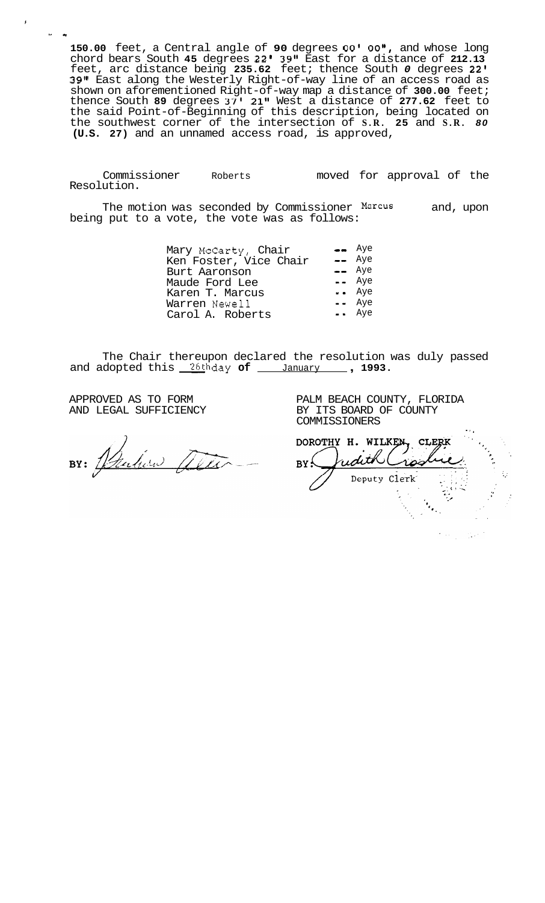150.00 feet, a Central angle of 90 degrees 00' 00", and whose long chord bears South 45 degrees 22' 39" East for a distance of 212.13 feet, arc distance being 235.62 feet; thence South 0 degrees 22' 39" East along the Westerly Right-of-way line of an access road as shown on aforementioned Right-of-way map a distance of 300.00 feet; thence South 89 degrees 37' 21" West a distance of 277.62 feet to the said Point-of-Beginning of this description, being located on the southwest corner of the intersection of S.R. 25 and S.R. 80 (U.S. 27) and an unnamed access road, is approved,

Commissioner Roberts moved for approval of the Resolution.

The motion was seconded by Commissioner Marcus and, upon being put to a vote, the vote was as follows:

| | |
|---|---|
| Mary McCarty, Chair | -- Aye |
| Ken Foster, Vice Chair | -- Aye |
| Burt Aaronson | -- Aye |
| Maude Ford Lee | -- Aye |
| Karen T. Marcus | -- Aye |
| Warren Newell | -- Aye |
| Carol A. Roberts | -- Aye |

The Chair thereupon declared the resolution was duly passed and adopted this 26th day of January, 1993.

APPROVED AS TO FORM AND LEGAL SUFFICIENCY

BY: [signature]

PALM BEACH COUNTY, FLORIDA BY ITS BOARD OF COUNTY COMMISSIONERS

DOROTHY H. WILKEN, CLERK

BY: [signature]

Deputy Clerk